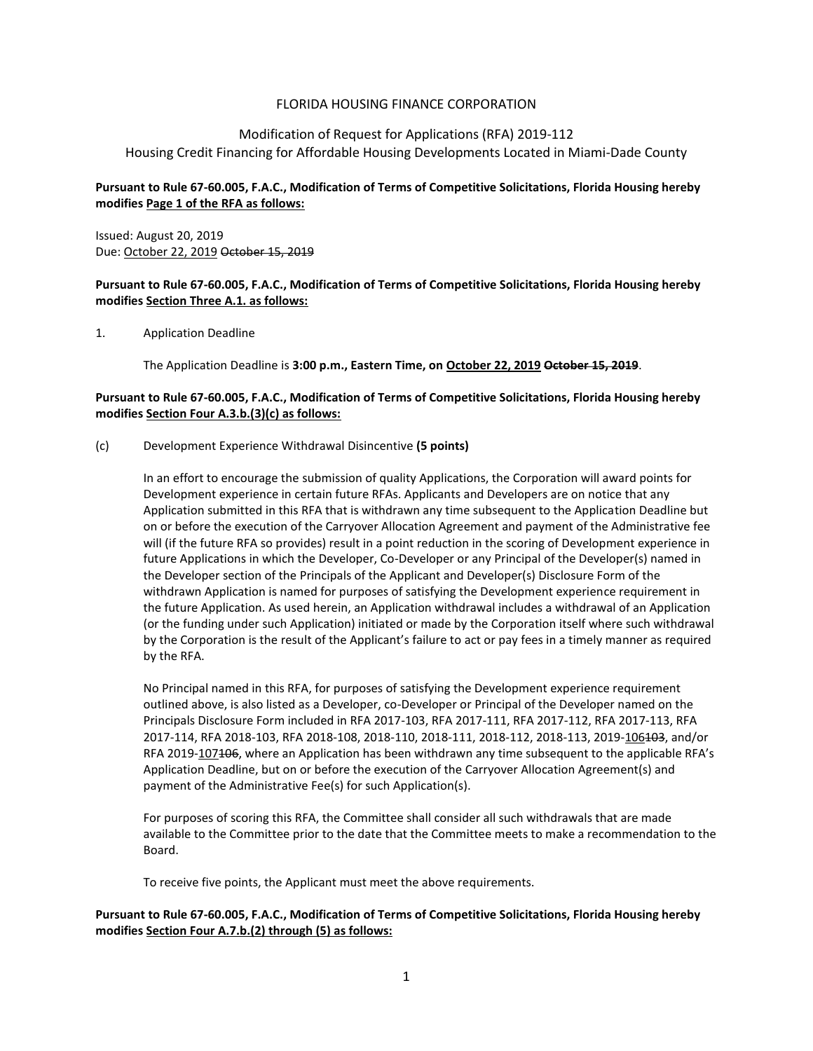FLORIDA HOUSING FINANCE CORPORATION

Modification of Request for Applications (RFA) 2019-112
Housing Credit Financing for Affordable Housing Developments Located in Miami-Dade County

**Pursuant to Rule 67-60.005, F.A.C., Modification of Terms of Competitive Solicitations, Florida Housing hereby modifies <u>Page 1 of the RFA as follows:</u>**

Issued: August 20, 2019
Due: <u>October 22, 2019</u> ~~October 15, 2019~~

**Pursuant to Rule 67-60.005, F.A.C., Modification of Terms of Competitive Solicitations, Florida Housing hereby modifies <u>Section Three A.1. as follows:</u>**

1. Application Deadline

   The Application Deadline is **3:00 p.m., Eastern Time, on <u>October 22, 2019</u> ~~October 15, 2019~~**.

**Pursuant to Rule 67-60.005, F.A.C., Modification of Terms of Competitive Solicitations, Florida Housing hereby modifies <u>Section Four A.3.b.(3)(c) as follows:</u>**

(c) Development Experience Withdrawal Disincentive **(5 points)**

In an effort to encourage the submission of quality Applications, the Corporation will award points for Development experience in certain future RFAs. Applicants and Developers are on notice that any Application submitted in this RFA that is withdrawn any time subsequent to the Application Deadline but on or before the execution of the Carryover Allocation Agreement and payment of the Administrative fee will (if the future RFA so provides) result in a point reduction in the scoring of Development experience in future Applications in which the Developer, Co-Developer or any Principal of the Developer(s) named in the Developer section of the Principals of the Applicant and Developer(s) Disclosure Form of the withdrawn Application is named for purposes of satisfying the Development experience requirement in the future Application. As used herein, an Application withdrawal includes a withdrawal of an Application (or the funding under such Application) initiated or made by the Corporation itself where such withdrawal by the Corporation is the result of the Applicant's failure to act or pay fees in a timely manner as required by the RFA.

No Principal named in this RFA, for purposes of satisfying the Development experience requirement outlined above, is also listed as a Developer, co-Developer or Principal of the Developer named on the Principals Disclosure Form included in RFA 2017-103, RFA 2017-111, RFA 2017-112, RFA 2017-113, RFA 2017-114, RFA 2018-103, RFA 2018-108, 2018-110, 2018-111, 2018-112, 2018-113, 2019-<u>106</u>~~103~~, and/or RFA 2019-<u>107</u>~~106~~, where an Application has been withdrawn any time subsequent to the applicable RFA's Application Deadline, but on or before the execution of the Carryover Allocation Agreement(s) and payment of the Administrative Fee(s) for such Application(s).

For purposes of scoring this RFA, the Committee shall consider all such withdrawals that are made available to the Committee prior to the date that the Committee meets to make a recommendation to the Board.

To receive five points, the Applicant must meet the above requirements.

**Pursuant to Rule 67-60.005, F.A.C., Modification of Terms of Competitive Solicitations, Florida Housing hereby modifies <u>Section Four A.7.b.(2) through (5) as follows:</u>**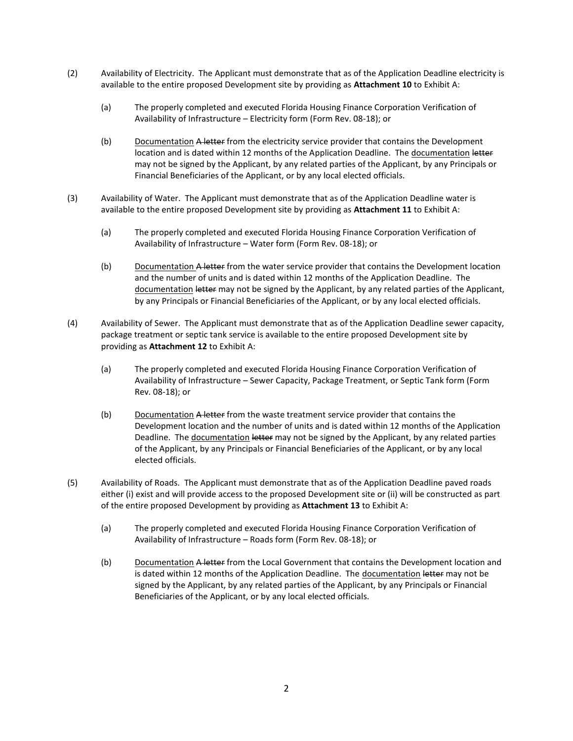(2) Availability of Electricity. The Applicant must demonstrate that as of the Application Deadline electricity is available to the entire proposed Development site by providing as **Attachment 10** to Exhibit A:

   (a) The properly completed and executed Florida Housing Finance Corporation Verification of Availability of Infrastructure – Electricity form (Form Rev. 08-18); or

   (b) <u>Documentation</u> ~~A letter~~ from the electricity service provider that contains the Development location and is dated within 12 months of the Application Deadline. The <u>documentation</u> ~~letter~~ may not be signed by the Applicant, by any related parties of the Applicant, by any Principals or Financial Beneficiaries of the Applicant, or by any local elected officials.

(3) Availability of Water. The Applicant must demonstrate that as of the Application Deadline water is available to the entire proposed Development site by providing as **Attachment 11** to Exhibit A:

   (a) The properly completed and executed Florida Housing Finance Corporation Verification of Availability of Infrastructure – Water form (Form Rev. 08-18); or

   (b) <u>Documentation</u> ~~A letter~~ from the water service provider that contains the Development location and the number of units and is dated within 12 months of the Application Deadline. The <u>documentation</u> ~~letter~~ may not be signed by the Applicant, by any related parties of the Applicant, by any Principals or Financial Beneficiaries of the Applicant, or by any local elected officials.

(4) Availability of Sewer. The Applicant must demonstrate that as of the Application Deadline sewer capacity, package treatment or septic tank service is available to the entire proposed Development site by providing as **Attachment 12** to Exhibit A:

   (a) The properly completed and executed Florida Housing Finance Corporation Verification of Availability of Infrastructure – Sewer Capacity, Package Treatment, or Septic Tank form (Form Rev. 08-18); or

   (b) <u>Documentation</u> ~~A letter~~ from the waste treatment service provider that contains the Development location and the number of units and is dated within 12 months of the Application Deadline. The <u>documentation</u> ~~letter~~ may not be signed by the Applicant, by any related parties of the Applicant, by any Principals or Financial Beneficiaries of the Applicant, or by any local elected officials.

(5) Availability of Roads. The Applicant must demonstrate that as of the Application Deadline paved roads either (i) exist and will provide access to the proposed Development site or (ii) will be constructed as part of the entire proposed Development by providing as **Attachment 13** to Exhibit A:

   (a) The properly completed and executed Florida Housing Finance Corporation Verification of Availability of Infrastructure – Roads form (Form Rev. 08-18); or

   (b) <u>Documentation</u> ~~A letter~~ from the Local Government that contains the Development location and is dated within 12 months of the Application Deadline. The <u>documentation</u> ~~letter~~ may not be signed by the Applicant, by any related parties of the Applicant, by any Principals or Financial Beneficiaries of the Applicant, or by any local elected officials.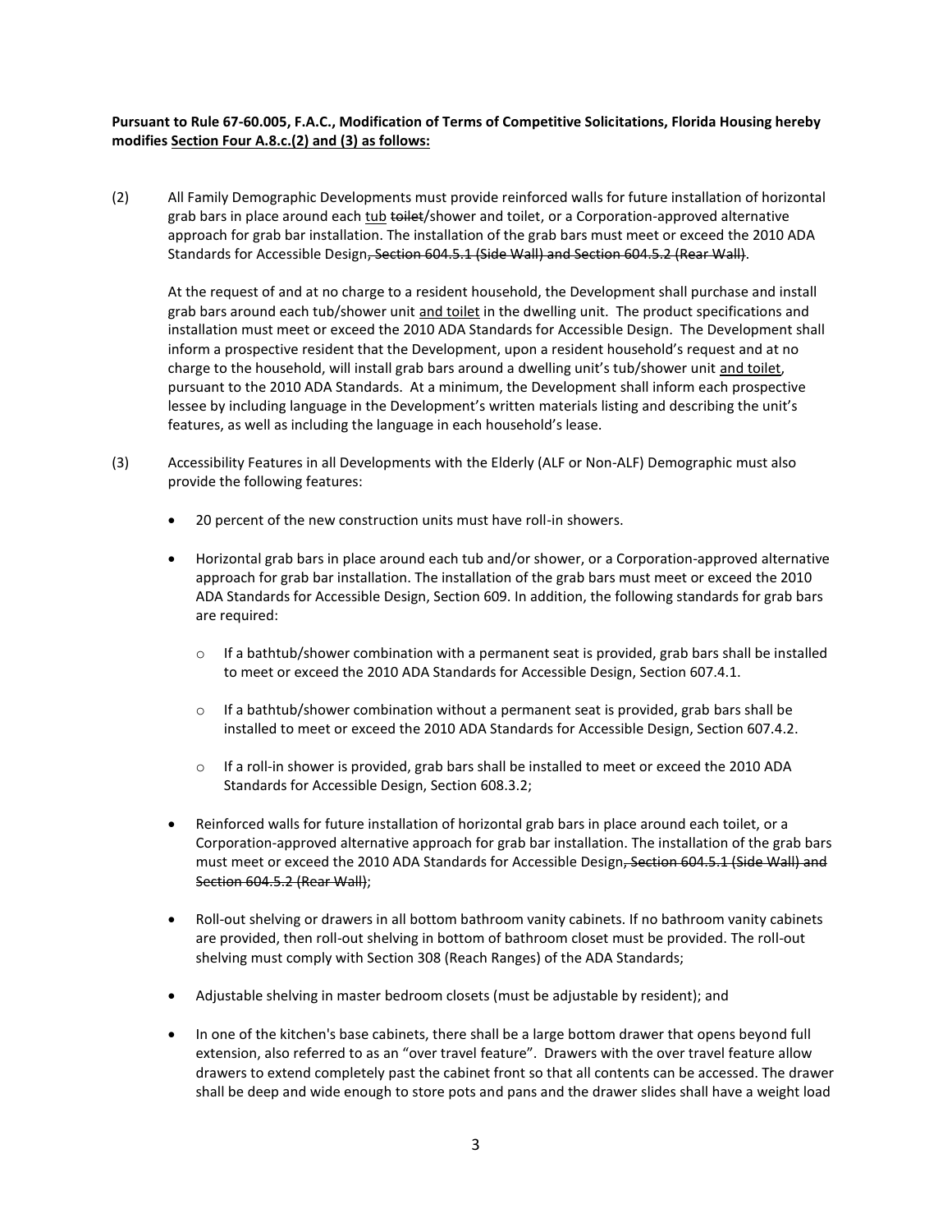**Pursuant to Rule 67-60.005, F.A.C., Modification of Terms of Competitive Solicitations, Florida Housing hereby modifies Section Four A.8.c.(2) and (3) as follows:**

(2) All Family Demographic Developments must provide reinforced walls for future installation of horizontal grab bars in place around each <u>tub</u> ~~toilet~~/shower and toilet, or a Corporation-approved alternative approach for grab bar installation. The installation of the grab bars must meet or exceed the 2010 ADA Standards for Accessible Design~~, Section 604.5.1 (Side Wall) and Section 604.5.2 (Rear Wall)~~.

At the request of and at no charge to a resident household, the Development shall purchase and install grab bars around each tub/shower unit <u>and toilet</u> in the dwelling unit. The product specifications and installation must meet or exceed the 2010 ADA Standards for Accessible Design. The Development shall inform a prospective resident that the Development, upon a resident household's request and at no charge to the household, will install grab bars around a dwelling unit's tub/shower unit <u>and toilet</u>, pursuant to the 2010 ADA Standards. At a minimum, the Development shall inform each prospective lessee by including language in the Development's written materials listing and describing the unit's features, as well as including the language in each household's lease.

(3) Accessibility Features in all Developments with the Elderly (ALF or Non-ALF) Demographic must also provide the following features:

- 20 percent of the new construction units must have roll-in showers.
- Horizontal grab bars in place around each tub and/or shower, or a Corporation-approved alternative approach for grab bar installation. The installation of the grab bars must meet or exceed the 2010 ADA Standards for Accessible Design, Section 609. In addition, the following standards for grab bars are required:
  - If a bathtub/shower combination with a permanent seat is provided, grab bars shall be installed to meet or exceed the 2010 ADA Standards for Accessible Design, Section 607.4.1.
  - If a bathtub/shower combination without a permanent seat is provided, grab bars shall be installed to meet or exceed the 2010 ADA Standards for Accessible Design, Section 607.4.2.
  - If a roll-in shower is provided, grab bars shall be installed to meet or exceed the 2010 ADA Standards for Accessible Design, Section 608.3.2;
- Reinforced walls for future installation of horizontal grab bars in place around each toilet, or a Corporation-approved alternative approach for grab bar installation. The installation of the grab bars must meet or exceed the 2010 ADA Standards for Accessible Design~~, Section 604.5.1 (Side Wall) and Section 604.5.2 (Rear Wall)~~;
- Roll-out shelving or drawers in all bottom bathroom vanity cabinets. If no bathroom vanity cabinets are provided, then roll-out shelving in bottom of bathroom closet must be provided. The roll-out shelving must comply with Section 308 (Reach Ranges) of the ADA Standards;
- Adjustable shelving in master bedroom closets (must be adjustable by resident); and
- In one of the kitchen's base cabinets, there shall be a large bottom drawer that opens beyond full extension, also referred to as an "over travel feature". Drawers with the over travel feature allow drawers to extend completely past the cabinet front so that all contents can be accessed. The drawer shall be deep and wide enough to store pots and pans and the drawer slides shall have a weight load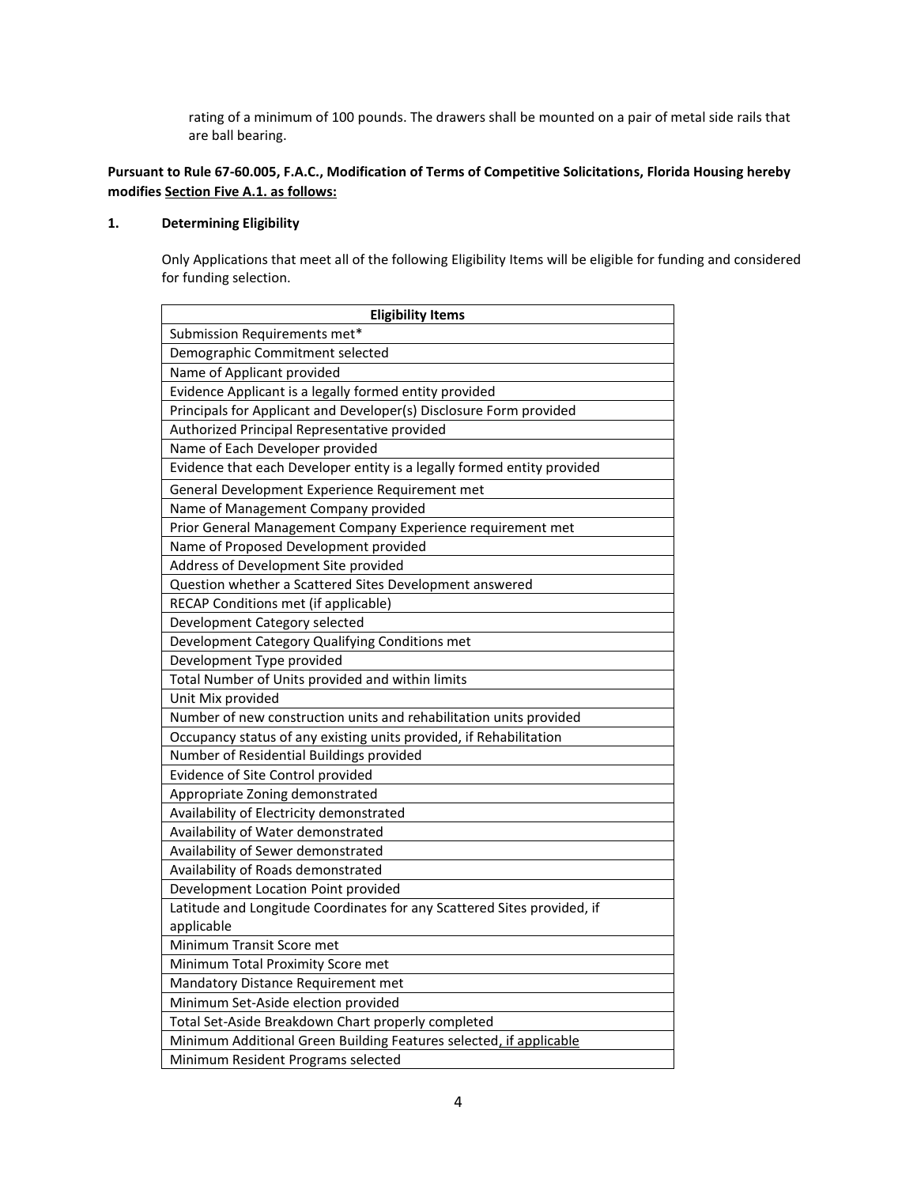rating of a minimum of 100 pounds. The drawers shall be mounted on a pair of metal side rails that are ball bearing.

**Pursuant to Rule 67-60.005, F.A.C., Modification of Terms of Competitive Solicitations, Florida Housing hereby modifies <u>Section Five A.1. as follows:</u>**

**1. Determining Eligibility**

Only Applications that meet all of the following Eligibility Items will be eligible for funding and considered for funding selection.

| Eligibility Items |
|---|
| Submission Requirements met* |
| Demographic Commitment selected |
| Name of Applicant provided |
| Evidence Applicant is a legally formed entity provided |
| Principals for Applicant and Developer(s) Disclosure Form provided |
| Authorized Principal Representative provided |
| Name of Each Developer provided |
| Evidence that each Developer entity is a legally formed entity provided |
| General Development Experience Requirement met |
| Name of Management Company provided |
| Prior General Management Company Experience requirement met |
| Name of Proposed Development provided |
| Address of Development Site provided |
| Question whether a Scattered Sites Development answered |
| RECAP Conditions met (if applicable) |
| Development Category selected |
| Development Category Qualifying Conditions met |
| Development Type provided |
| Total Number of Units provided and within limits |
| Unit Mix provided |
| Number of new construction units and rehabilitation units provided |
| Occupancy status of any existing units provided, if Rehabilitation |
| Number of Residential Buildings provided |
| Evidence of Site Control provided |
| Appropriate Zoning demonstrated |
| Availability of Electricity demonstrated |
| Availability of Water demonstrated |
| Availability of Sewer demonstrated |
| Availability of Roads demonstrated |
| Development Location Point provided |
| Latitude and Longitude Coordinates for any Scattered Sites provided, if applicable |
| Minimum Transit Score met |
| Minimum Total Proximity Score met |
| Mandatory Distance Requirement met |
| Minimum Set-Aside election provided |
| Total Set-Aside Breakdown Chart properly completed |
| Minimum Additional Green Building Features selected<u>, if applicable</u> |
| Minimum Resident Programs selected |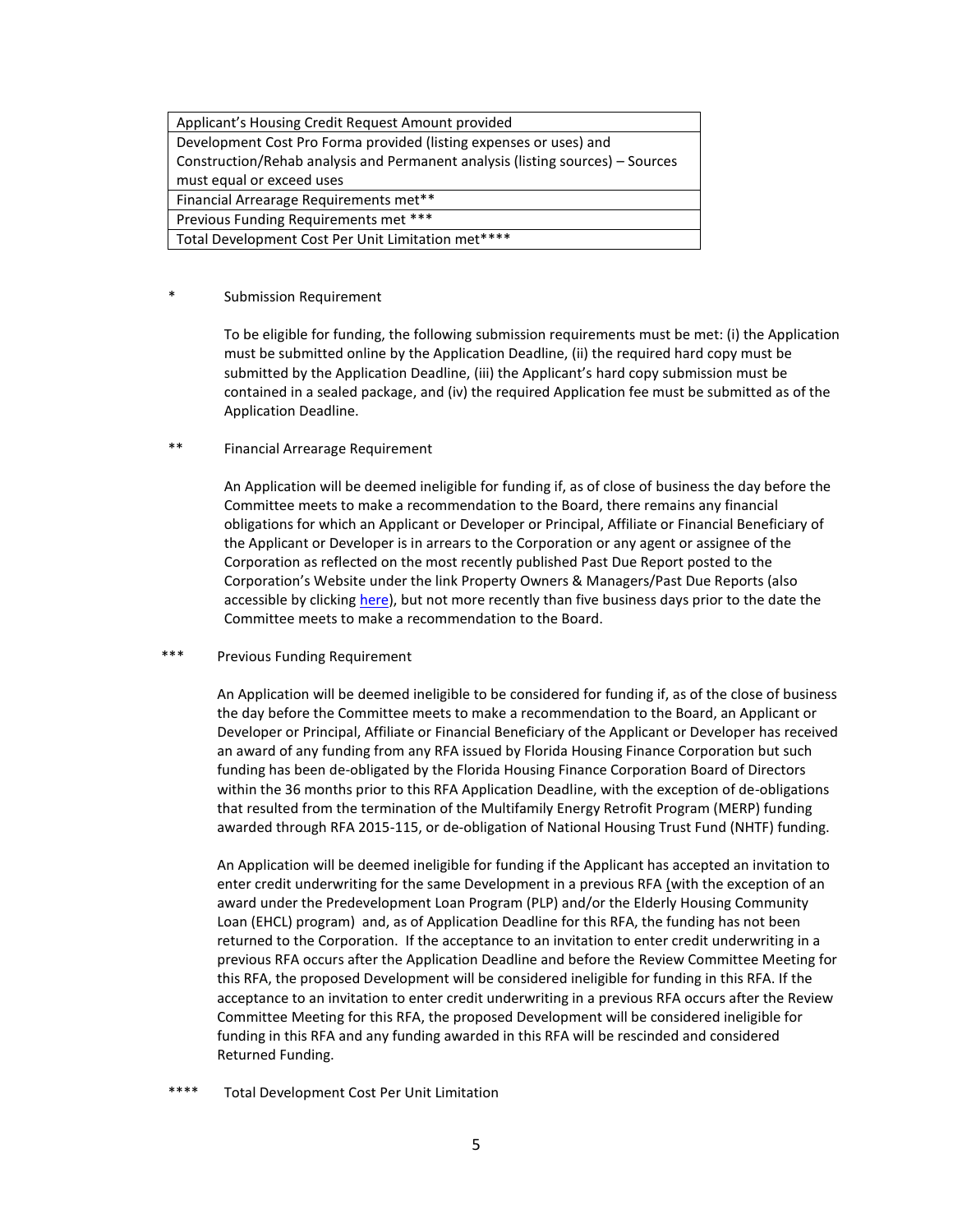| Applicant's Housing Credit Request Amount provided |
|---|
| Development Cost Pro Forma provided (listing expenses or uses) and Construction/Rehab analysis and Permanent analysis (listing sources) – Sources must equal or exceed uses |
| Financial Arrearage Requirements met** |
| Previous Funding Requirements met *** |
| Total Development Cost Per Unit Limitation met**** |

\* Submission Requirement

To be eligible for funding, the following submission requirements must be met: (i) the Application must be submitted online by the Application Deadline, (ii) the required hard copy must be submitted by the Application Deadline, (iii) the Applicant's hard copy submission must be contained in a sealed package, and (iv) the required Application fee must be submitted as of the Application Deadline.

\** Financial Arrearage Requirement

An Application will be deemed ineligible for funding if, as of close of business the day before the Committee meets to make a recommendation to the Board, there remains any financial obligations for which an Applicant or Developer or Principal, Affiliate or Financial Beneficiary of the Applicant or Developer is in arrears to the Corporation or any agent or assignee of the Corporation as reflected on the most recently published Past Due Report posted to the Corporation's Website under the link Property Owners & Managers/Past Due Reports (also accessible by clicking here), but not more recently than five business days prior to the date the Committee meets to make a recommendation to the Board.

\*** Previous Funding Requirement

An Application will be deemed ineligible to be considered for funding if, as of the close of business the day before the Committee meets to make a recommendation to the Board, an Applicant or Developer or Principal, Affiliate or Financial Beneficiary of the Applicant or Developer has received an award of any funding from any RFA issued by Florida Housing Finance Corporation but such funding has been de-obligated by the Florida Housing Finance Corporation Board of Directors within the 36 months prior to this RFA Application Deadline, with the exception of de-obligations that resulted from the termination of the Multifamily Energy Retrofit Program (MERP) funding awarded through RFA 2015-115, or de-obligation of National Housing Trust Fund (NHTF) funding.

An Application will be deemed ineligible for funding if the Applicant has accepted an invitation to enter credit underwriting for the same Development in a previous RFA (with the exception of an award under the Predevelopment Loan Program (PLP) and/or the Elderly Housing Community Loan (EHCL) program) and, as of Application Deadline for this RFA, the funding has not been returned to the Corporation. If the acceptance to an invitation to enter credit underwriting in a previous RFA occurs after the Application Deadline and before the Review Committee Meeting for this RFA, the proposed Development will be considered ineligible for funding in this RFA. If the acceptance to an invitation to enter credit underwriting in a previous RFA occurs after the Review Committee Meeting for this RFA, the proposed Development will be considered ineligible for funding in this RFA and any funding awarded in this RFA will be rescinded and considered Returned Funding.

\**** Total Development Cost Per Unit Limitation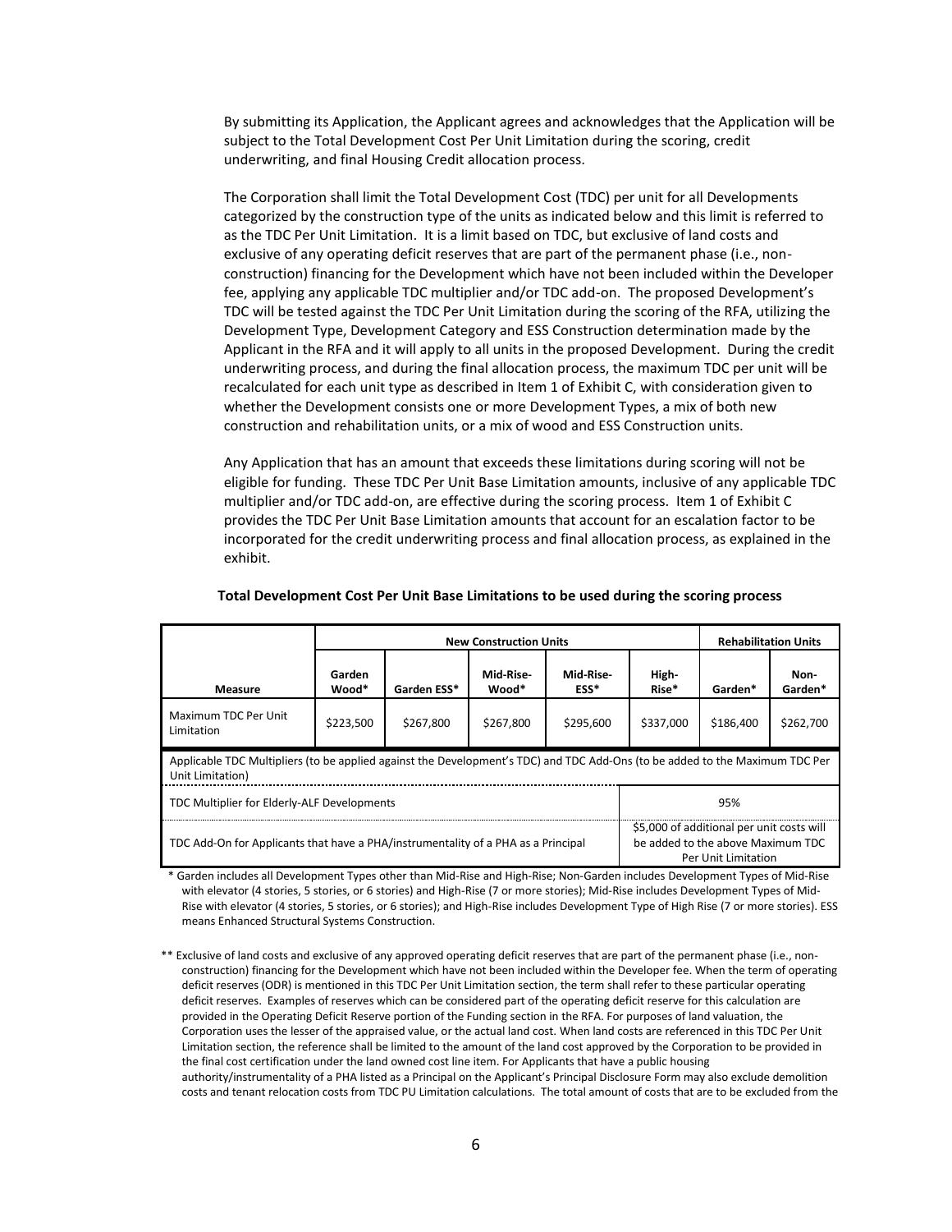By submitting its Application, the Applicant agrees and acknowledges that the Application will be subject to the Total Development Cost Per Unit Limitation during the scoring, credit underwriting, and final Housing Credit allocation process.

The Corporation shall limit the Total Development Cost (TDC) per unit for all Developments categorized by the construction type of the units as indicated below and this limit is referred to as the TDC Per Unit Limitation. It is a limit based on TDC, but exclusive of land costs and exclusive of any operating deficit reserves that are part of the permanent phase (i.e., non-construction) financing for the Development which have not been included within the Developer fee, applying any applicable TDC multiplier and/or TDC add-on. The proposed Development's TDC will be tested against the TDC Per Unit Limitation during the scoring of the RFA, utilizing the Development Type, Development Category and ESS Construction determination made by the Applicant in the RFA and it will apply to all units in the proposed Development. During the credit underwriting process, and during the final allocation process, the maximum TDC per unit will be recalculated for each unit type as described in Item 1 of Exhibit C, with consideration given to whether the Development consists one or more Development Types, a mix of both new construction and rehabilitation units, or a mix of wood and ESS Construction units.

Any Application that has an amount that exceeds these limitations during scoring will not be eligible for funding. These TDC Per Unit Base Limitation amounts, inclusive of any applicable TDC multiplier and/or TDC add-on, are effective during the scoring process. Item 1 of Exhibit C provides the TDC Per Unit Base Limitation amounts that account for an escalation factor to be incorporated for the credit underwriting process and final allocation process, as explained in the exhibit.

**Total Development Cost Per Unit Base Limitations to be used during the scoring process**

| | New Construction Units | | | | | Rehabilitation Units | |
|---|---|---|---|---|---|---|---|
| **Measure** | **Garden Wood*** | **Garden ESS*** | **Mid-Rise-Wood*** | **Mid-Rise-ESS*** | **High-Rise*** | **Garden*** | **Non-Garden*** |
| Maximum TDC Per Unit Limitation | $223,500 | $267,800 | $267,800 | $295,600 | $337,000 | $186,400 | $262,700 |
| Applicable TDC Multipliers (to be applied against the Development's TDC) and TDC Add-Ons (to be added to the Maximum TDC Per Unit Limitation) | | | | | | | |
| TDC Multiplier for Elderly-ALF Developments | | | | | 95% | | |
| TDC Add-On for Applicants that have a PHA/instrumentality of a PHA as a Principal | | | | | $5,000 of additional per unit costs will be added to the above Maximum TDC Per Unit Limitation | | |

\* Garden includes all Development Types other than Mid-Rise and High-Rise; Non-Garden includes Development Types of Mid-Rise with elevator (4 stories, 5 stories, or 6 stories) and High-Rise (7 or more stories); Mid-Rise includes Development Types of Mid-Rise with elevator (4 stories, 5 stories, or 6 stories); and High-Rise includes Development Type of High Rise (7 or more stories). ESS means Enhanced Structural Systems Construction.

\** Exclusive of land costs and exclusive of any approved operating deficit reserves that are part of the permanent phase (i.e., non-construction) financing for the Development which have not been included within the Developer fee. When the term of operating deficit reserves (ODR) is mentioned in this TDC Per Unit Limitation section, the term shall refer to these particular operating deficit reserves. Examples of reserves which can be considered part of the operating deficit reserve for this calculation are provided in the Operating Deficit Reserve portion of the Funding section in the RFA. For purposes of land valuation, the Corporation uses the lesser of the appraised value, or the actual land cost. When land costs are referenced in this TDC Per Unit Limitation section, the reference shall be limited to the amount of the land cost approved by the Corporation to be provided in the final cost certification under the land owned cost line item. For Applicants that have a public housing authority/instrumentality of a PHA listed as a Principal on the Applicant's Principal Disclosure Form may also exclude demolition costs and tenant relocation costs from TDC PU Limitation calculations. The total amount of costs that are to be excluded from the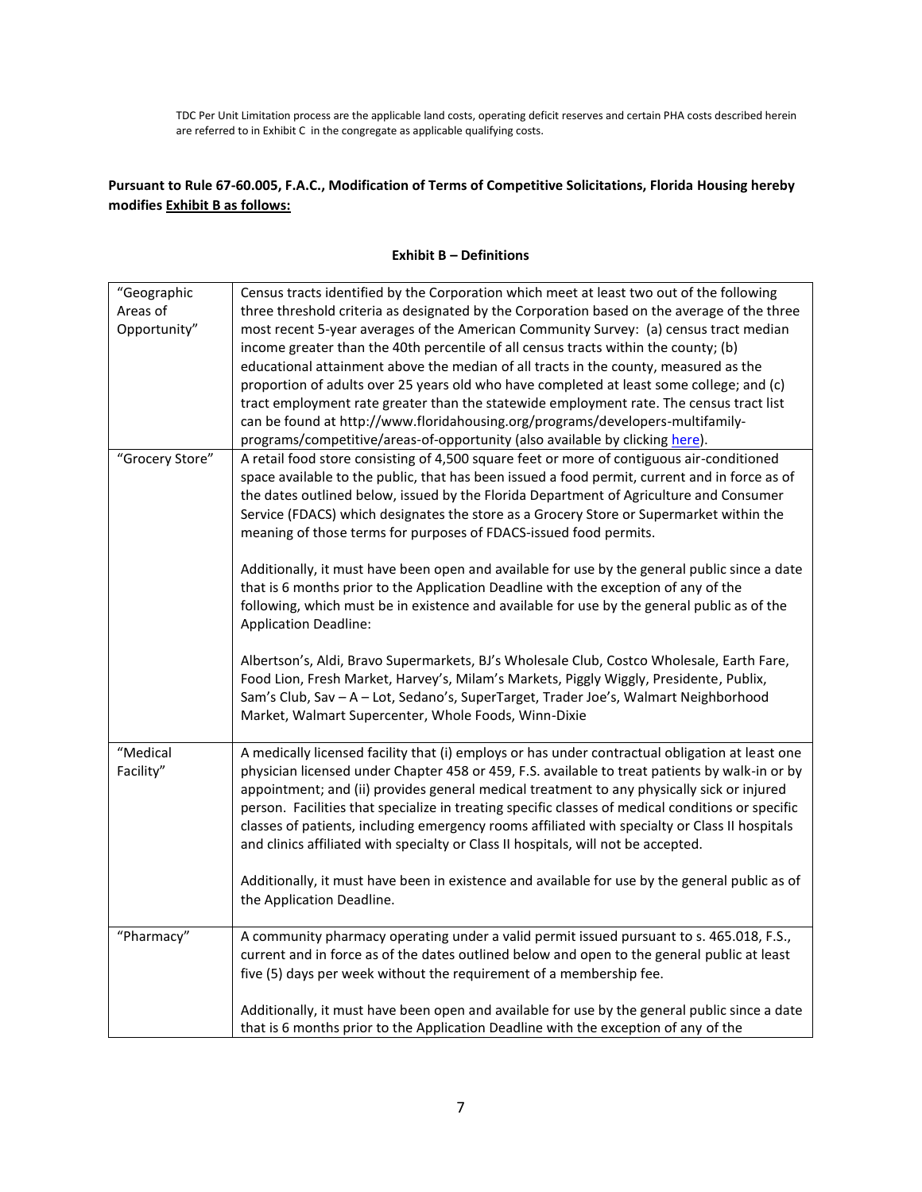TDC Per Unit Limitation process are the applicable land costs, operating deficit reserves and certain PHA costs described herein are referred to in Exhibit C in the congregate as applicable qualifying costs.

**Pursuant to Rule 67-60.005, F.A.C., Modification of Terms of Competitive Solicitations, Florida Housing hereby modifies Exhibit B as follows:**

**Exhibit B – Definitions**

| | |
|---|---|
| "Geographic Areas of Opportunity" | Census tracts identified by the Corporation which meet at least two out of the following three threshold criteria as designated by the Corporation based on the average of the three most recent 5-year averages of the American Community Survey: (a) census tract median income greater than the 40th percentile of all census tracts within the county; (b) educational attainment above the median of all tracts in the county, measured as the proportion of adults over 25 years old who have completed at least some college; and (c) tract employment rate greater than the statewide employment rate. The census tract list can be found at http://www.floridahousing.org/programs/developers-multifamily-programs/competitive/areas-of-opportunity (also available by clicking here). |
| "Grocery Store" | A retail food store consisting of 4,500 square feet or more of contiguous air-conditioned space available to the public, that has been issued a food permit, current and in force as of the dates outlined below, issued by the Florida Department of Agriculture and Consumer Service (FDACS) which designates the store as a Grocery Store or Supermarket within the meaning of those terms for purposes of FDACS-issued food permits.<br><br>Additionally, it must have been open and available for use by the general public since a date that is 6 months prior to the Application Deadline with the exception of any of the following, which must be in existence and available for use by the general public as of the Application Deadline:<br><br>Albertson's, Aldi, Bravo Supermarkets, BJ's Wholesale Club, Costco Wholesale, Earth Fare, Food Lion, Fresh Market, Harvey's, Milam's Markets, Piggly Wiggly, Presidente, Publix, Sam's Club, Sav – A – Lot, Sedano's, SuperTarget, Trader Joe's, Walmart Neighborhood Market, Walmart Supercenter, Whole Foods, Winn-Dixie |
| "Medical Facility" | A medically licensed facility that (i) employs or has under contractual obligation at least one physician licensed under Chapter 458 or 459, F.S. available to treat patients by walk-in or by appointment; and (ii) provides general medical treatment to any physically sick or injured person. Facilities that specialize in treating specific classes of medical conditions or specific classes of patients, including emergency rooms affiliated with specialty or Class II hospitals and clinics affiliated with specialty or Class II hospitals, will not be accepted.<br><br>Additionally, it must have been in existence and available for use by the general public as of the Application Deadline. |
| "Pharmacy" | A community pharmacy operating under a valid permit issued pursuant to s. 465.018, F.S., current and in force as of the dates outlined below and open to the general public at least five (5) days per week without the requirement of a membership fee.<br><br>Additionally, it must have been open and available for use by the general public since a date that is 6 months prior to the Application Deadline with the exception of any of the |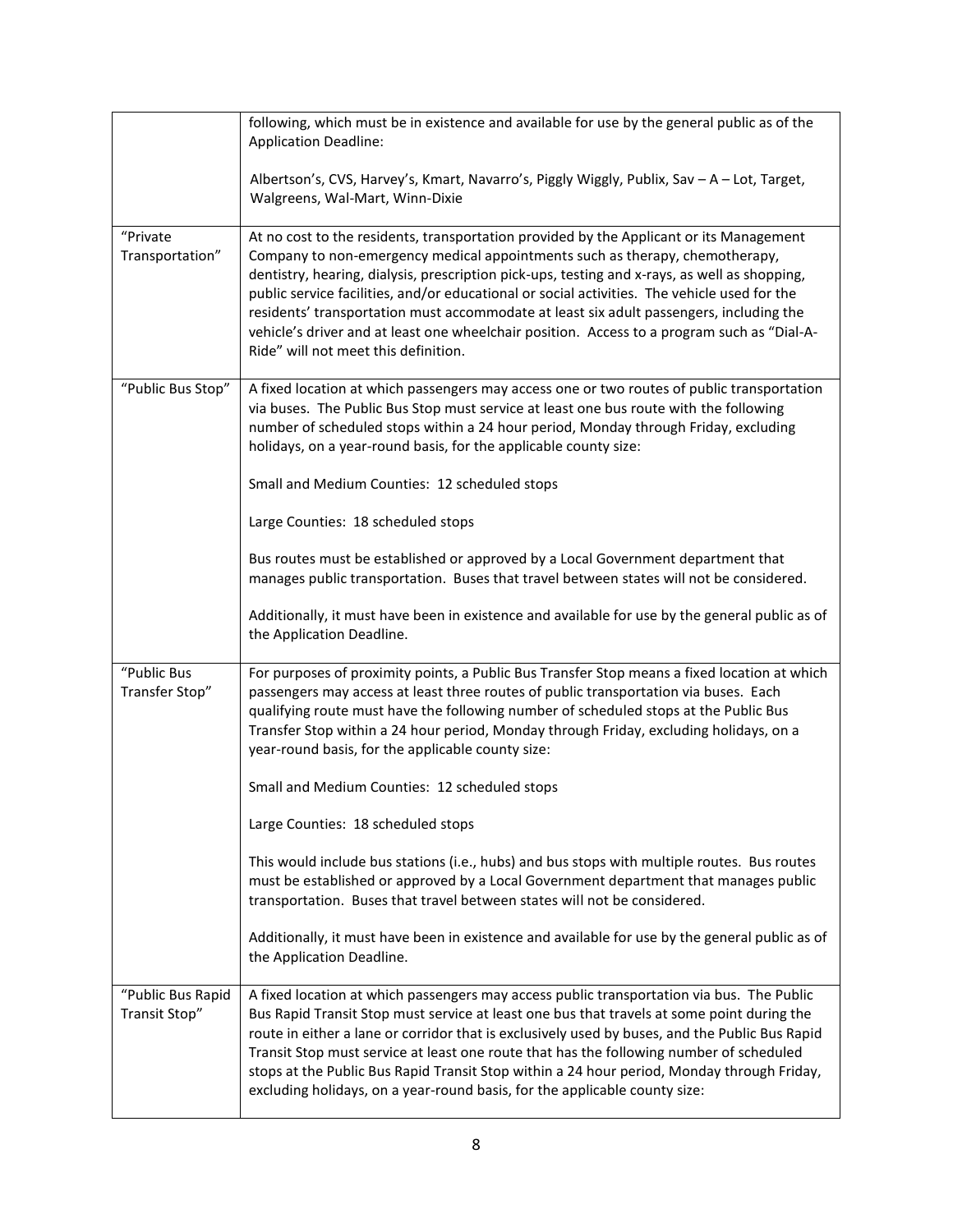| | |
|---|---|
| | following, which must be in existence and available for use by the general public as of the Application Deadline:<br><br>Albertson's, CVS, Harvey's, Kmart, Navarro's, Piggly Wiggly, Publix, Sav – A – Lot, Target, Walgreens, Wal-Mart, Winn-Dixie |
| "Private Transportation" | At no cost to the residents, transportation provided by the Applicant or its Management Company to non-emergency medical appointments such as therapy, chemotherapy, dentistry, hearing, dialysis, prescription pick-ups, testing and x-rays, as well as shopping, public service facilities, and/or educational or social activities. The vehicle used for the residents' transportation must accommodate at least six adult passengers, including the vehicle's driver and at least one wheelchair position. Access to a program such as "Dial-A-Ride" will not meet this definition. |
| "Public Bus Stop" | A fixed location at which passengers may access one or two routes of public transportation via buses. The Public Bus Stop must service at least one bus route with the following number of scheduled stops within a 24 hour period, Monday through Friday, excluding holidays, on a year-round basis, for the applicable county size:<br><br>Small and Medium Counties: 12 scheduled stops<br><br>Large Counties: 18 scheduled stops<br><br>Bus routes must be established or approved by a Local Government department that manages public transportation. Buses that travel between states will not be considered.<br><br>Additionally, it must have been in existence and available for use by the general public as of the Application Deadline. |
| "Public Bus Transfer Stop" | For purposes of proximity points, a Public Bus Transfer Stop means a fixed location at which passengers may access at least three routes of public transportation via buses. Each qualifying route must have the following number of scheduled stops at the Public Bus Transfer Stop within a 24 hour period, Monday through Friday, excluding holidays, on a year-round basis, for the applicable county size:<br><br>Small and Medium Counties: 12 scheduled stops<br><br>Large Counties: 18 scheduled stops<br><br>This would include bus stations (i.e., hubs) and bus stops with multiple routes. Bus routes must be established or approved by a Local Government department that manages public transportation. Buses that travel between states will not be considered.<br><br>Additionally, it must have been in existence and available for use by the general public as of the Application Deadline. |
| "Public Bus Rapid Transit Stop" | A fixed location at which passengers may access public transportation via bus. The Public Bus Rapid Transit Stop must service at least one bus that travels at some point during the route in either a lane or corridor that is exclusively used by buses, and the Public Bus Rapid Transit Stop must service at least one route that has the following number of scheduled stops at the Public Bus Rapid Transit Stop within a 24 hour period, Monday through Friday, excluding holidays, on a year-round basis, for the applicable county size: |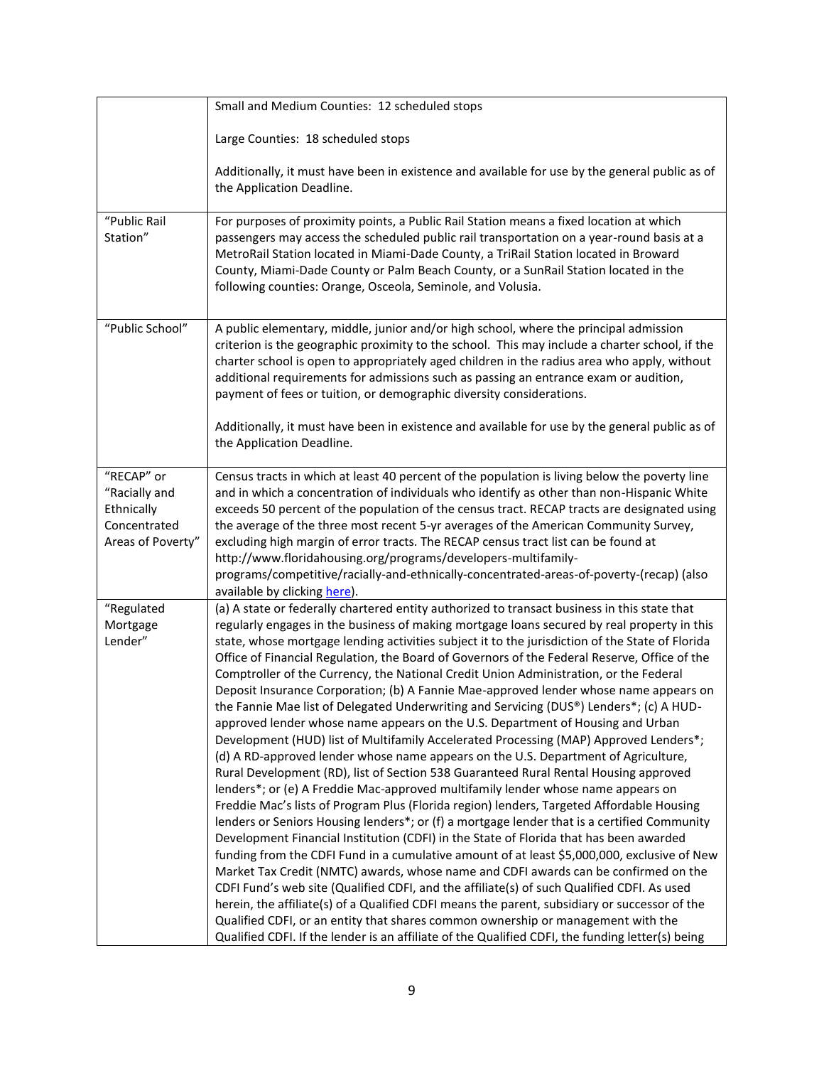| | |
|---|---|
| | Small and Medium Counties: 12 scheduled stops<br><br>Large Counties: 18 scheduled stops<br><br>Additionally, it must have been in existence and available for use by the general public as of the Application Deadline. |
| "Public Rail Station" | For purposes of proximity points, a Public Rail Station means a fixed location at which passengers may access the scheduled public rail transportation on a year-round basis at a MetroRail Station located in Miami-Dade County, a TriRail Station located in Broward County, Miami-Dade County or Palm Beach County, or a SunRail Station located in the following counties: Orange, Osceola, Seminole, and Volusia. |
| "Public School" | A public elementary, middle, junior and/or high school, where the principal admission criterion is the geographic proximity to the school. This may include a charter school, if the charter school is open to appropriately aged children in the radius area who apply, without additional requirements for admissions such as passing an entrance exam or audition, payment of fees or tuition, or demographic diversity considerations.<br><br>Additionally, it must have been in existence and available for use by the general public as of the Application Deadline. |
| "RECAP" or "Racially and Ethnically Concentrated Areas of Poverty" | Census tracts in which at least 40 percent of the population is living below the poverty line and in which a concentration of individuals who identify as other than non-Hispanic White exceeds 50 percent of the population of the census tract. RECAP tracts are designated using the average of the three most recent 5-yr averages of the American Community Survey, excluding high margin of error tracts. The RECAP census tract list can be found at http://www.floridahousing.org/programs/developers-multifamily-programs/competitive/racially-and-ethnically-concentrated-areas-of-poverty-(recap) (also available by clicking here). |
| "Regulated Mortgage Lender" | (a) A state or federally chartered entity authorized to transact business in this state that regularly engages in the business of making mortgage loans secured by real property in this state, whose mortgage lending activities subject it to the jurisdiction of the State of Florida Office of Financial Regulation, the Board of Governors of the Federal Reserve, Office of the Comptroller of the Currency, the National Credit Union Administration, or the Federal Deposit Insurance Corporation; (b) A Fannie Mae-approved lender whose name appears on the Fannie Mae list of Delegated Underwriting and Servicing (DUS®) Lenders*; (c) A HUD-approved lender whose name appears on the U.S. Department of Housing and Urban Development (HUD) list of Multifamily Accelerated Processing (MAP) Approved Lenders*; (d) A RD-approved lender whose name appears on the U.S. Department of Agriculture, Rural Development (RD), list of Section 538 Guaranteed Rural Rental Housing approved lenders*; or (e) A Freddie Mac-approved multifamily lender whose name appears on Freddie Mac's lists of Program Plus (Florida region) lenders, Targeted Affordable Housing lenders or Seniors Housing lenders*; or (f) a mortgage lender that is a certified Community Development Financial Institution (CDFI) in the State of Florida that has been awarded funding from the CDFI Fund in a cumulative amount of at least $5,000,000, exclusive of New Market Tax Credit (NMTC) awards, whose name and CDFI awards can be confirmed on the CDFI Fund's web site (Qualified CDFI, and the affiliate(s) of such Qualified CDFI. As used herein, the affiliate(s) of a Qualified CDFI means the parent, subsidiary or successor of the Qualified CDFI, or an entity that shares common ownership or management with the Qualified CDFI. If the lender is an affiliate of the Qualified CDFI, the funding letter(s) being |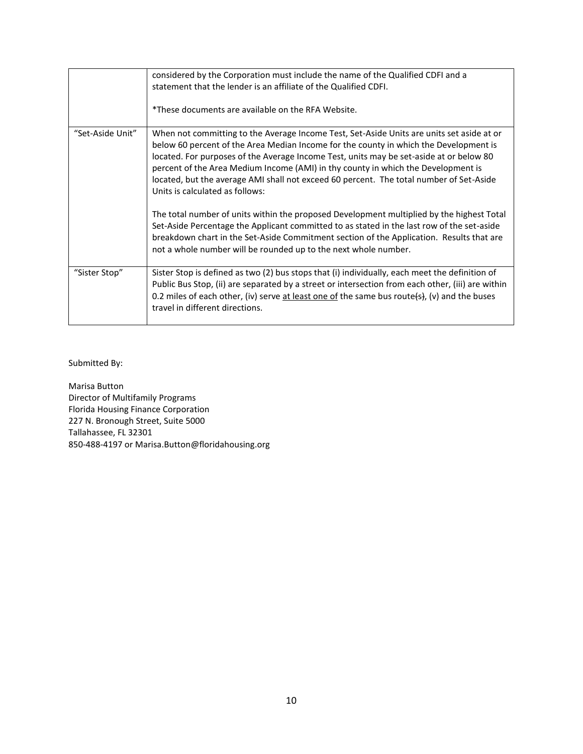| | |
|---|---|
| | considered by the Corporation must include the name of the Qualified CDFI and a statement that the lender is an affiliate of the Qualified CDFI.<br><br>*These documents are available on the RFA Website. |
| "Set-Aside Unit" | When not committing to the Average Income Test, Set-Aside Units are units set aside at or below 60 percent of the Area Median Income for the county in which the Development is located. For purposes of the Average Income Test, units may be set-aside at or below 80 percent of the Area Medium Income (AMI) in thy county in which the Development is located, but the average AMI shall not exceed 60 percent. The total number of Set-Aside Units is calculated as follows:<br><br>The total number of units within the proposed Development multiplied by the highest Total Set-Aside Percentage the Applicant committed to as stated in the last row of the set-aside breakdown chart in the Set-Aside Commitment section of the Application. Results that are not a whole number will be rounded up to the next whole number. |
| "Sister Stop" | Sister Stop is defined as two (2) bus stops that (i) individually, each meet the definition of Public Bus Stop, (ii) are separated by a street or intersection from each other, (iii) are within 0.2 miles of each other, (iv) serve <u>at least one of</u> the same bus route~~(s)~~, (v) and the buses travel in different directions. |

Submitted By:

Marisa Button
Director of Multifamily Programs
Florida Housing Finance Corporation
227 N. Bronough Street, Suite 5000
Tallahassee, FL 32301
850-488-4197 or Marisa.Button@floridahousing.org